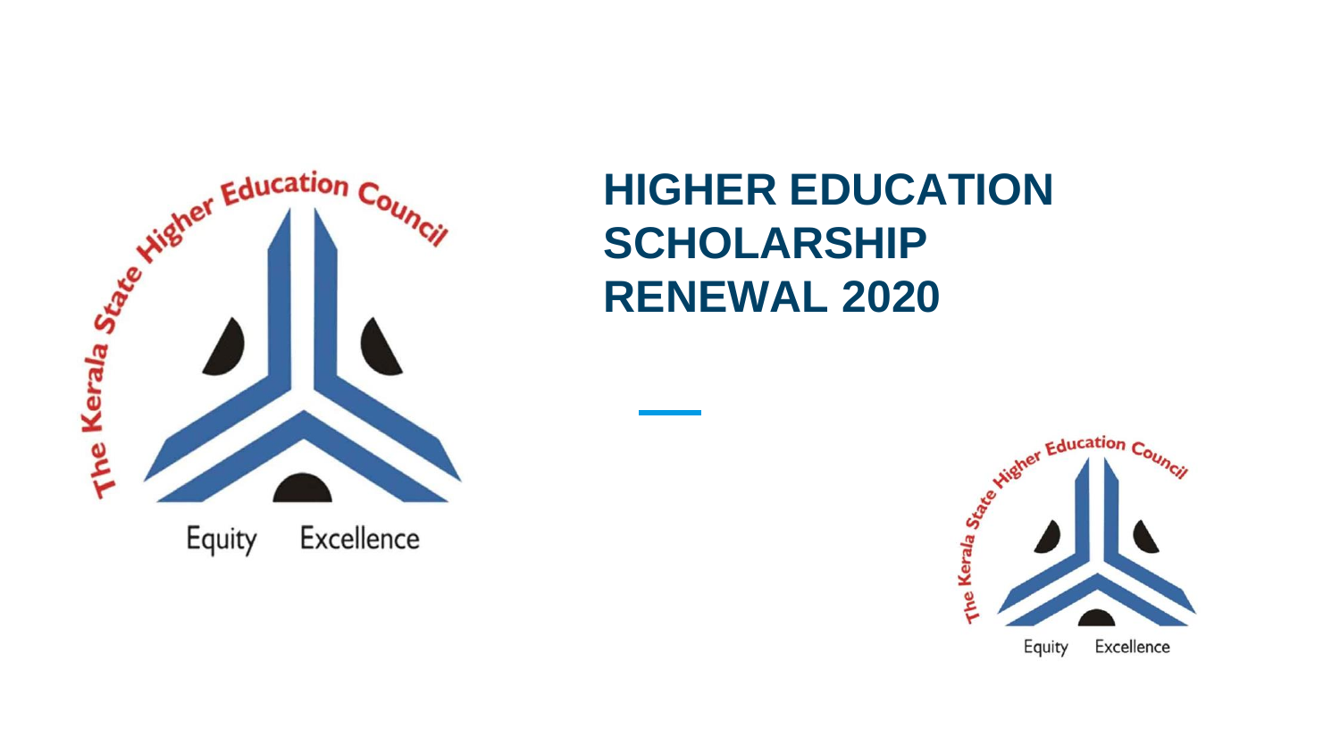# HIGHER EDUCATION SCHOLARSHIP RENEWAL 2020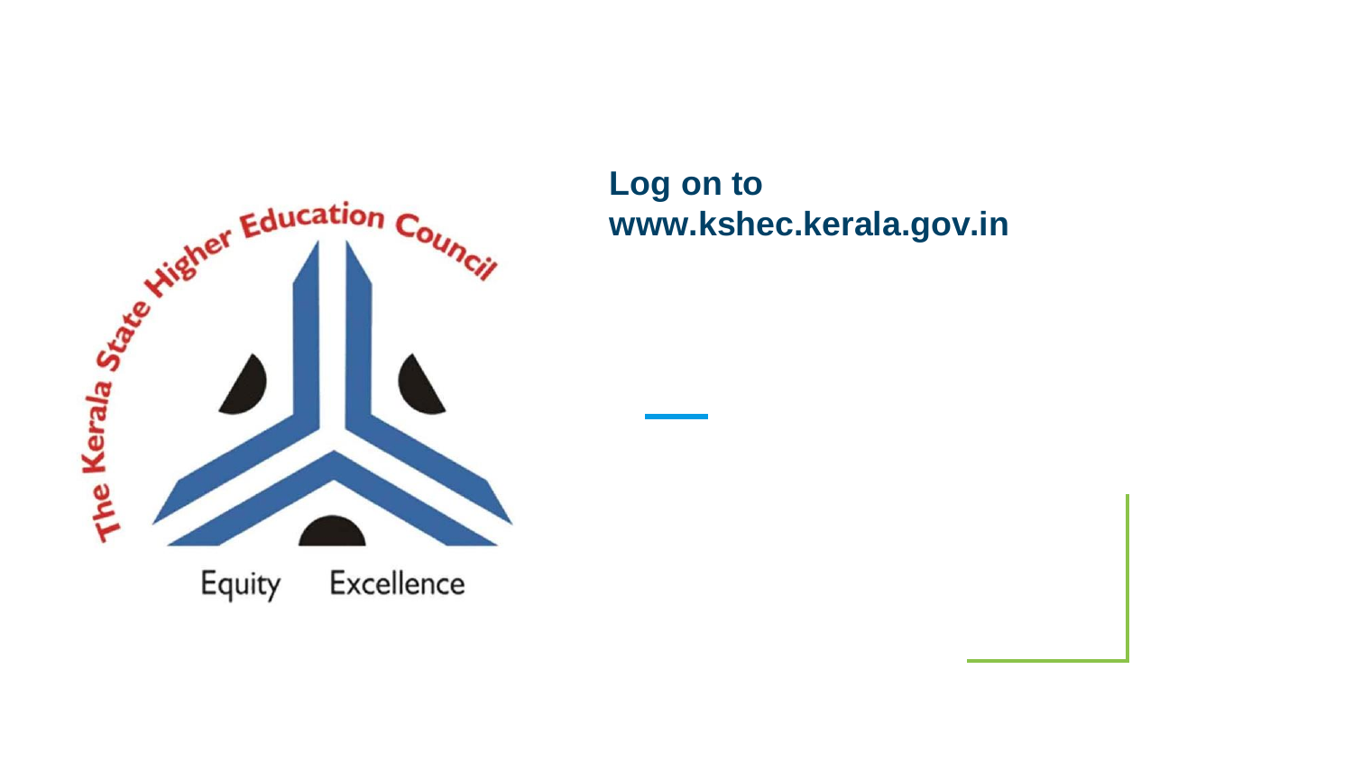The Kerala State Higher Education Council

Equity Excellence

**Log on to**
**www.kshec.kerala.gov.in**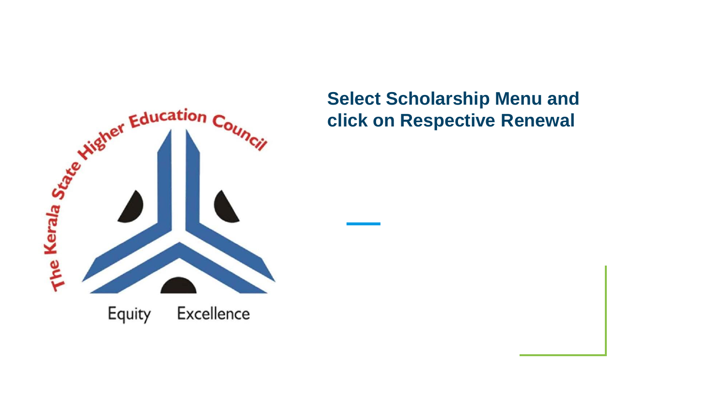**Select Scholarship Menu and click on Respective Renewal**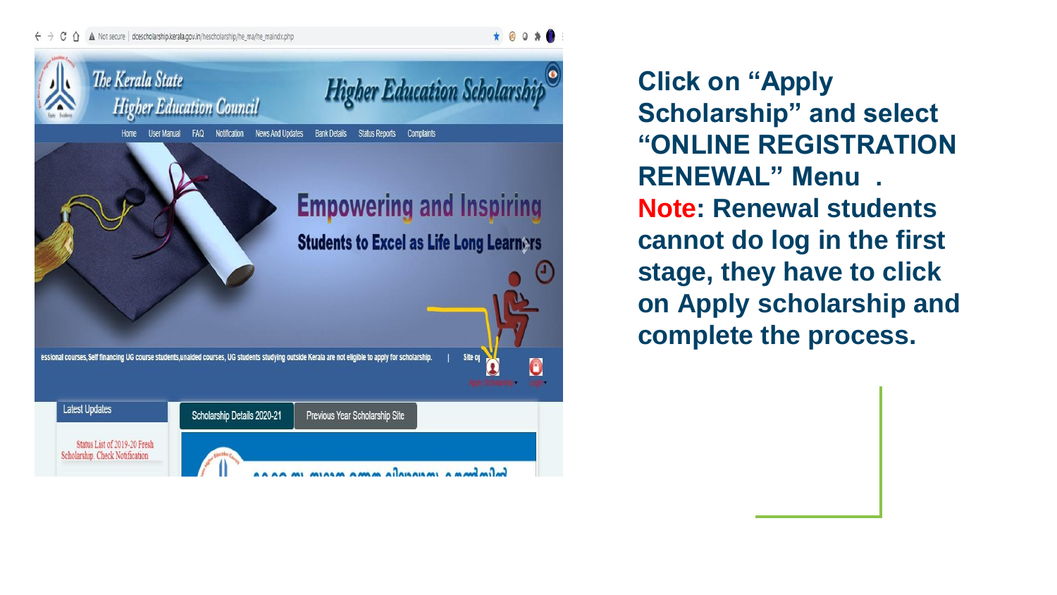**Click on “Apply Scholarship” and select “ONLINE REGISTRATION RENEWAL” Menu .**

**Note: Renewal students cannot do log in the first stage, they have to click on Apply scholarship and complete the process.**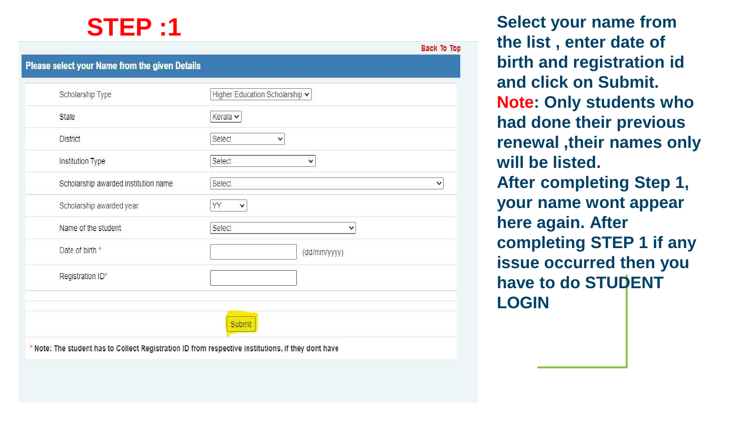# STEP :1

Back To Top

**Please select your Name from the given Details**

| | |
|---|---|
| Scholarship Type | Higher Education Scholarship |
| State | Kerala |
| District | Select |
| Institution Type | Select |
| Scholarship awarded institution name | Select |
| Scholarship awarded year | YY |
| Name of the student | Select |
| Date of birth * | (dd/mm/yyyy) |
| Registration ID* | |

Submit

\* Note: The student has to Collect Registration ID from respective institutions, if they dont have

**Select your name from the list , enter date of birth and registration id and click on Submit.**

**Note: Only students who had done their previous renewal ,their names only will be listed.**

**After completing Step 1, your name wont appear here again. After completing STEP 1 if any issue occurred then you have to do STUDENT LOGIN**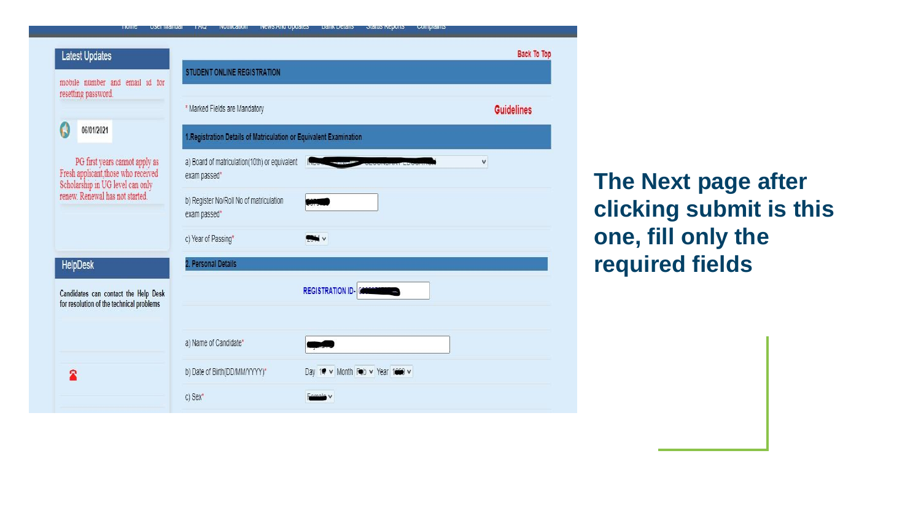Home | User Manual | FAQ | Notification | News And Updates | Bank Details | Status Reports | Complaints

**Latest Updates**

mobile number and email id for resetting password.

06/01/2021

PG first years cannot apply as Fresh applicant,those who received Scholarship in UG level can only renew. Renewal has not started.

**HelpDesk**

Candidates can contact the Help Desk for resolution of the technical problems

Back To Top

**STUDENT ONLINE REGISTRATION**

\* Marked Fields are Mandatory

**Guidelines**

**1.Registration Details of Matriculation or Equivalent Examination**

a) Board of matriculation(10th) or equivalent exam passed*

b) Register No/Roll No of matriculation exam passed*

c) Year of Passing*

**2. Personal Details**

REGISTRATION ID-

a) Name of Candidate*

b) Date of Birth(DD/MM/YYYY)* Day Month Year

c) Sex*

## The Next page after clicking submit is this one, fill only the required fields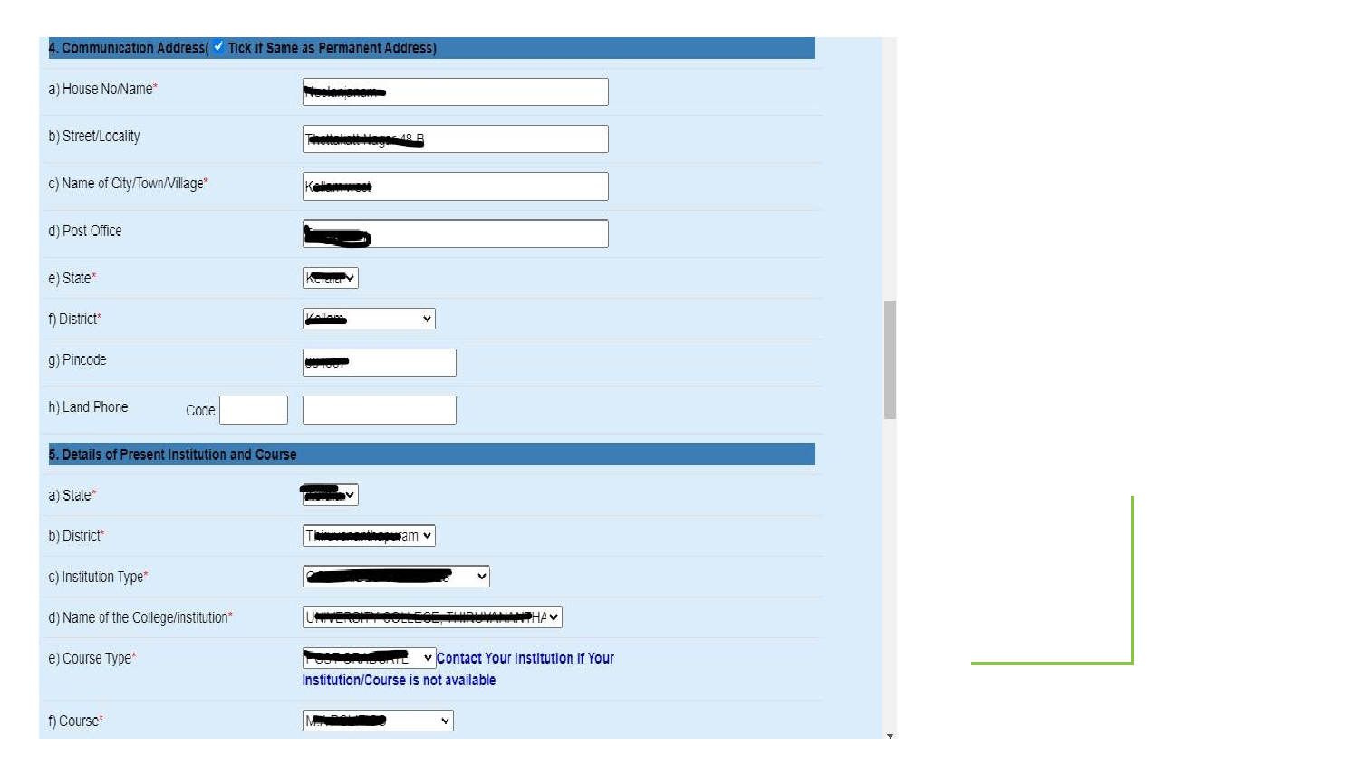## 4. Communication Address( ☑ Tick if Same as Permanent Address)

| Field | Value |
| --- | --- |
| a) House No/Name* | |
| b) Street/Locality | 48 B |
| c) Name of City/Town/Village* | |
| d) Post Office | |
| e) State* | |
| f) District* | |
| g) Pincode | |
| h) Land Phone | Code |

## 5. Details of Present Institution and Course

| Field | Value |
| --- | --- |
| a) State* | |
| b) District* | |
| c) Institution Type* | |
| d) Name of the College/institution* | |
| e) Course Type* | Contact Your Institution if Your Institution/Course is not available |
| f) Course* | |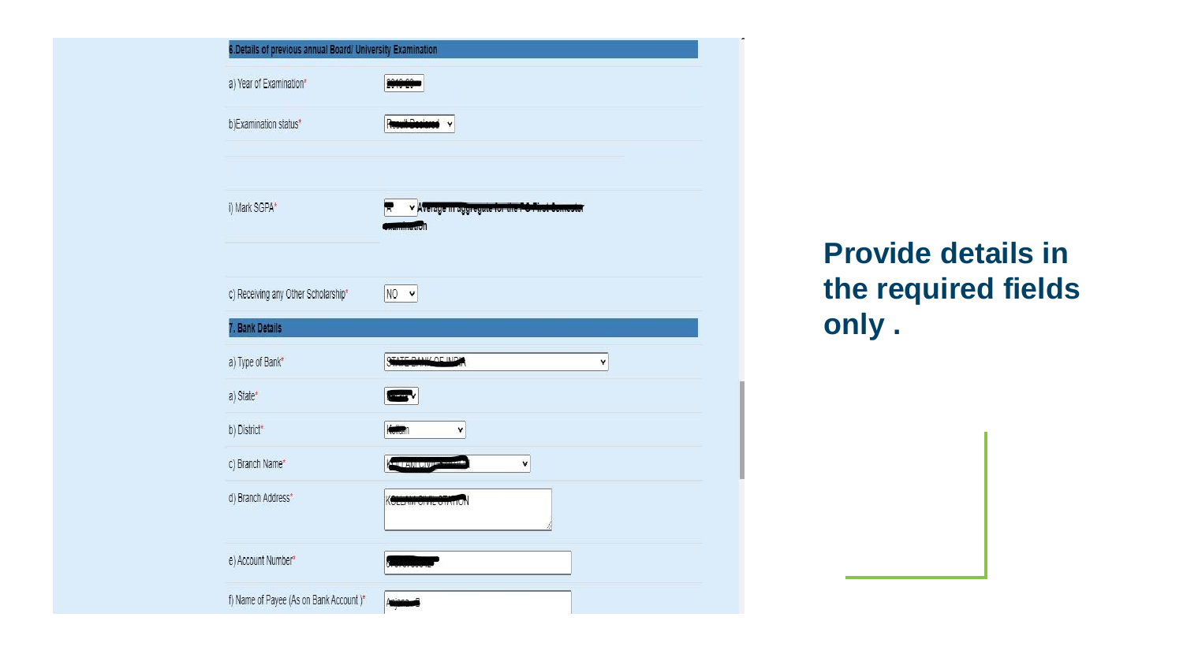## 6.Details of previous annual Board/ University Examination

a) Year of Examination*

b)Examination status*

i) Mark SGPA*  Average in aggregate for the PG First Semester examination

c) Receiving any Other Scholarship*  NO

## 7. Bank Details

a) Type of Bank*  STATE BANK OF INDIA

a) State*

b) District*

c) Branch Name*

d) Branch Address*  KOLLAM CIVIL STATION

e) Account Number*

f) Name of Payee (As on Bank Account )*

**Provide details in the required fields only .**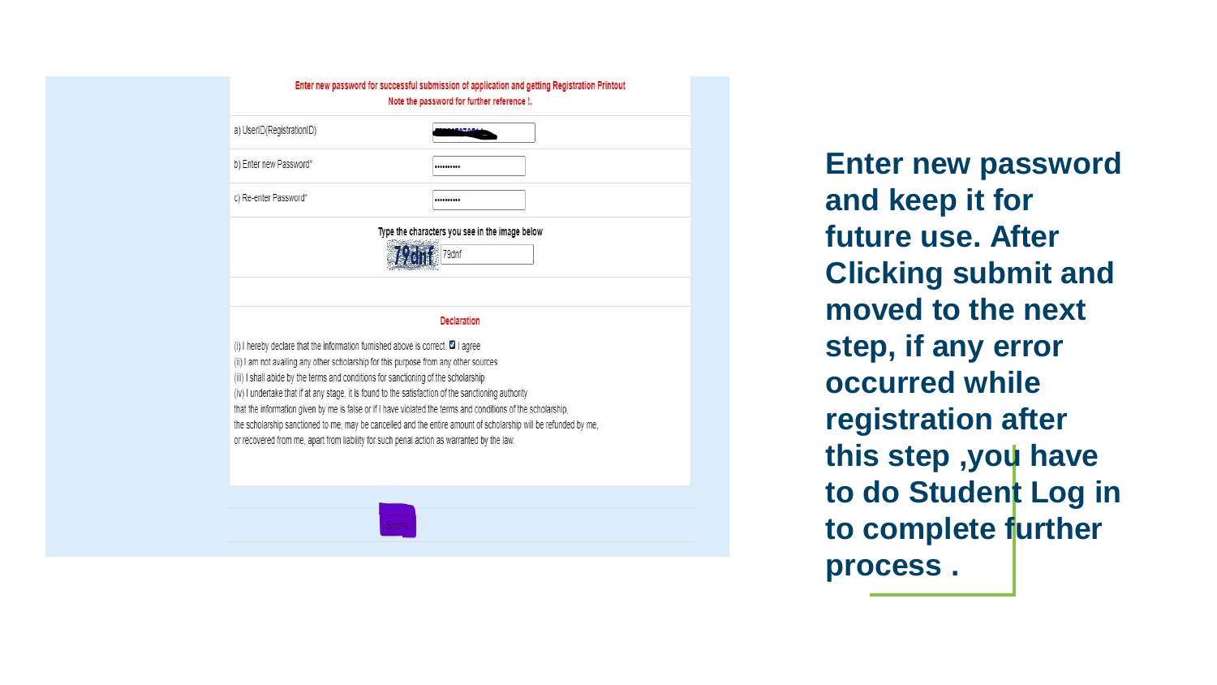Enter new password for successful submission of application and getting Registration Printout

Note the password for further reference !.

| | |
|---|---|
| a) UserID(RegistrationID) | |
| b) Enter new Password* | •••••••••• |
| c) Re-enter Password* | •••••••••• |

Type the characters you see in the image below

79dnf

**Declaration**

(i) I hereby declare that the information furnished above is correct. ☑ I agree

(ii) I am not availing any other scholarship for this purpose from any other sources

(iii) I shall abide by the terms and conditions for sanctioning of the scholarship

(iv) I undertake that if at any stage, it is found to the satisfaction of the sanctioning authority that the information given by me is false or if I have violated the terms and conditions of the scholarship, the scholarship sanctioned to me, may be cancelled and the entire amount of scholarship will be refunded by me, or recovered from me, apart from liability for such penal action as warranted by the law.

Submit

**Enter new password and keep it for future use. After Clicking submit and moved to the next step, if any error occurred while registration after this step ,you have to do Student Log in to complete further process .**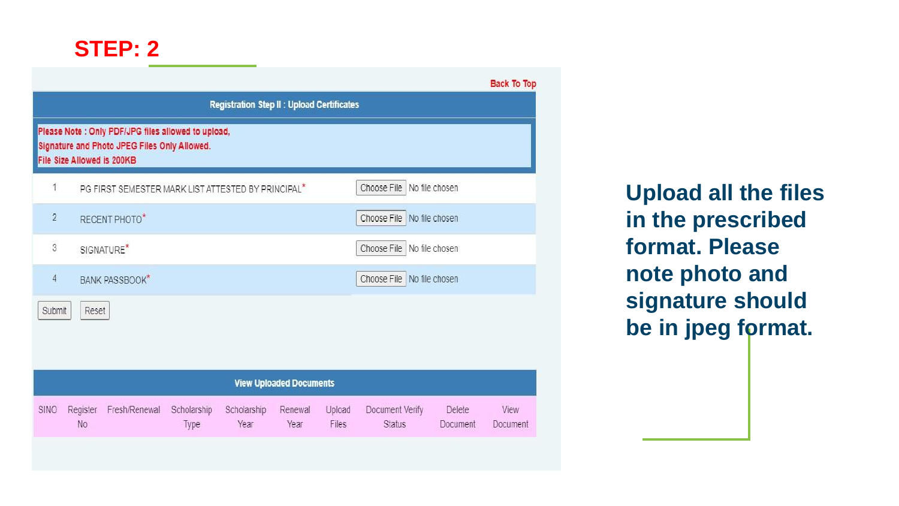## STEP: 2

Back To Top

**Registration Step II : Upload Certificates**

Please Note : Only PDF/JPG files allowed to upload,
Signature and Photo JPEG Files Only Allowed.
File Size Allowed is 200KB

| | | |
|---|---|---|
| 1 | PG FIRST SEMESTER MARK LIST ATTESTED BY PRINCIPAL* | Choose File No file chosen |
| 2 | RECENT PHOTO* | Choose File No file chosen |
| 3 | SIGNATURE* | Choose File No file chosen |
| 4 | BANK PASSBOOK* | Choose File No file chosen |

Submit Reset

**View Uploaded Documents**

| SINO | Register No | Fresh/Renewal | Scholarship Type | Scholarship Year | Renewal Year | Upload Files | Document Verify Status | Delete Document | View Document |
|---|---|---|---|---|---|---|---|---|---|

**Upload all the files in the prescribed format. Please note photo and signature should be in jpeg format.**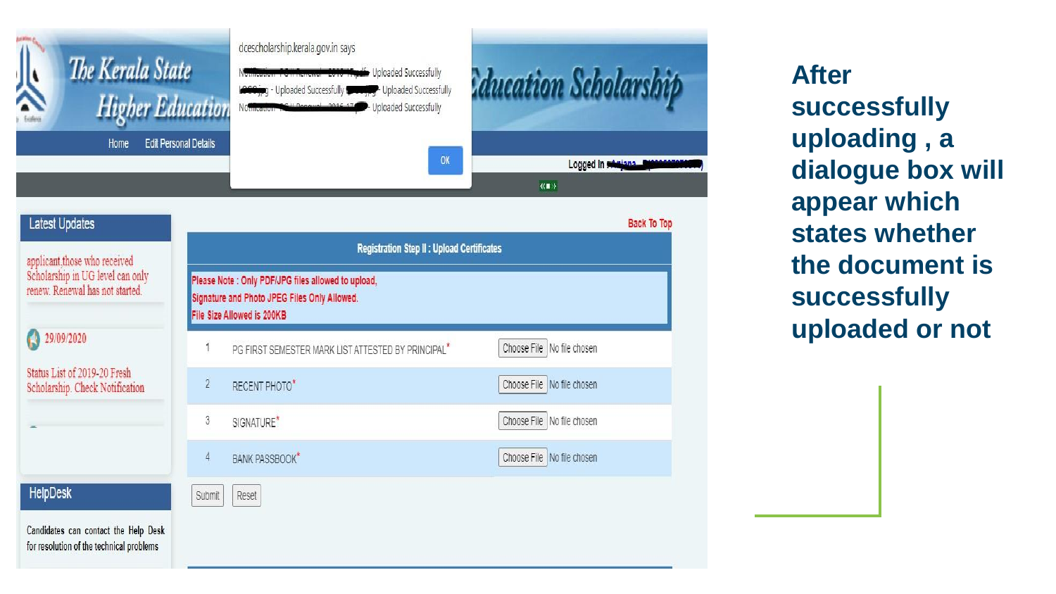dcescholarship.kerala.gov.in says

Notification - PG Renewal - 2019 - Uploaded Successfully
LOGO.jpg - Uploaded Successfully - Uploaded Successfully
Notification - PG Renewal - 2016-17 - Uploaded Successfully

OK

The Kerala State Higher Education Scholarship

Home | Edit Personal Details

Logged In

## Latest Updates

applicant those who received Scholarship in UG level can only renew. Renewal has not started.

29/09/2020

Status List of 2019-20 Fresh Scholarship. Check Notification

## HelpDesk

Candidates can contact the Help Desk for resolution of the technical problems

Back To Top

**Registration Step II : Upload Certificates**

Please Note : Only PDF/JPG files allowed to upload,
Signature and Photo JPEG Files Only Allowed.
File Size Allowed is 200KB

| # | Document | Upload |
|---|---|---|
| 1 | PG FIRST SEMESTER MARK LIST ATTESTED BY PRINCIPAL* | Choose File No file chosen |
| 2 | RECENT PHOTO* | Choose File No file chosen |
| 3 | SIGNATURE* | Choose File No file chosen |
| 4 | BANK PASSBOOK* | Choose File No file chosen |

Submit | Reset

**After successfully uploading , a dialogue box will appear which states whether the document is successfully uploaded or not**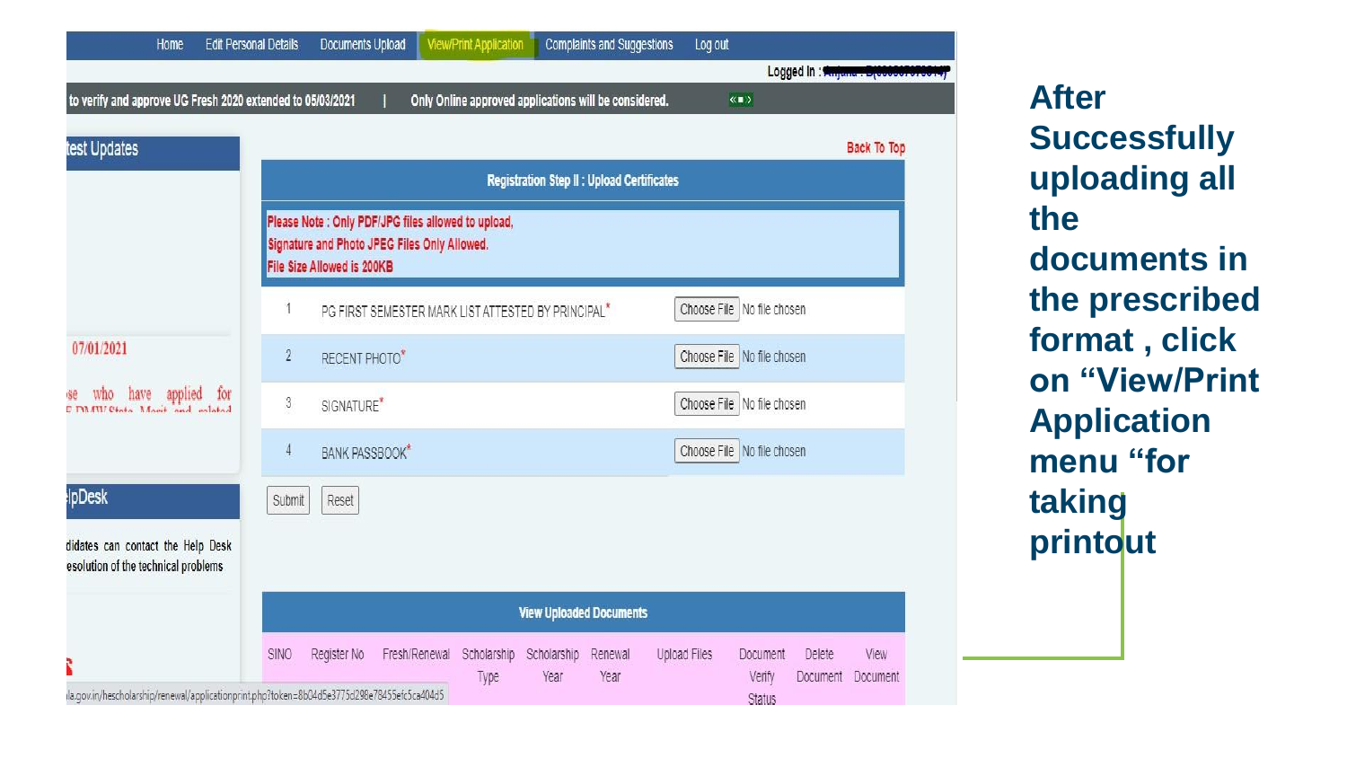Home | Edit Personal Details | Documents Upload | View/Print Application | Complaints and Suggestions | Log out

Logged In :

to verify and approve UG Fresh 2020 extended to 05/03/2021 | Only Online approved applications will be considered.

test Updates

07/01/2021

se who have applied for

lpDesk

didates can contact the Help Desk esolution of the technical problems

Back To Top

**Registration Step II : Upload Certificates**

Please Note : Only PDF/JPG files allowed to upload,
Signature and Photo JPEG Files Only Allowed.
File Size Allowed is 200KB

| | | |
|---|---|---|
| 1 | PG FIRST SEMESTER MARK LIST ATTESTED BY PRINCIPAL* | Choose File No file chosen |
| 2 | RECENT PHOTO* | Choose File No file chosen |
| 3 | SIGNATURE* | Choose File No file chosen |
| 4 | BANK PASSBOOK* | Choose File No file chosen |

Submit | Reset

**View Uploaded Documents**

| SINO | Register No | Fresh/Renewal | Scholarship Type | Scholarship Year | Renewal Year | Upload Files | Document Verify Status | Delete Document | View Document |
|---|---|---|---|---|---|---|---|---|---|

la.gov.in/hescholarship/renewal/applicationprint.php?token=8b04d5e3775d298e78455efc5ca404d5

**After Successfully uploading all the documents in the prescribed format , click on "View/Print Application menu "for taking printout**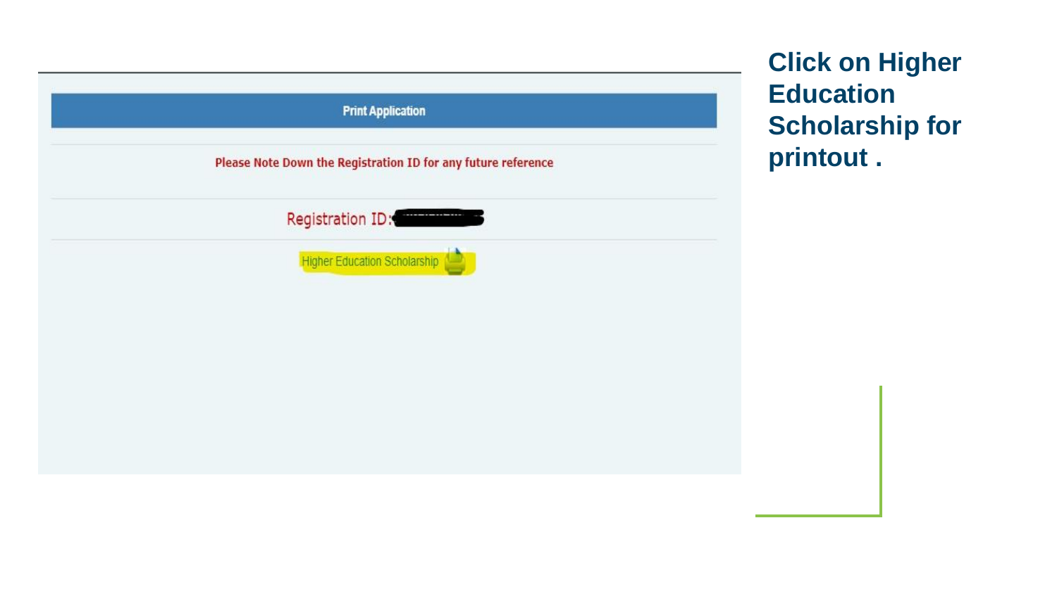**Print Application**

Please Note Down the Registration ID for any future reference

Registration ID:

Higher Education Scholarship

**Click on Higher Education Scholarship for printout .**